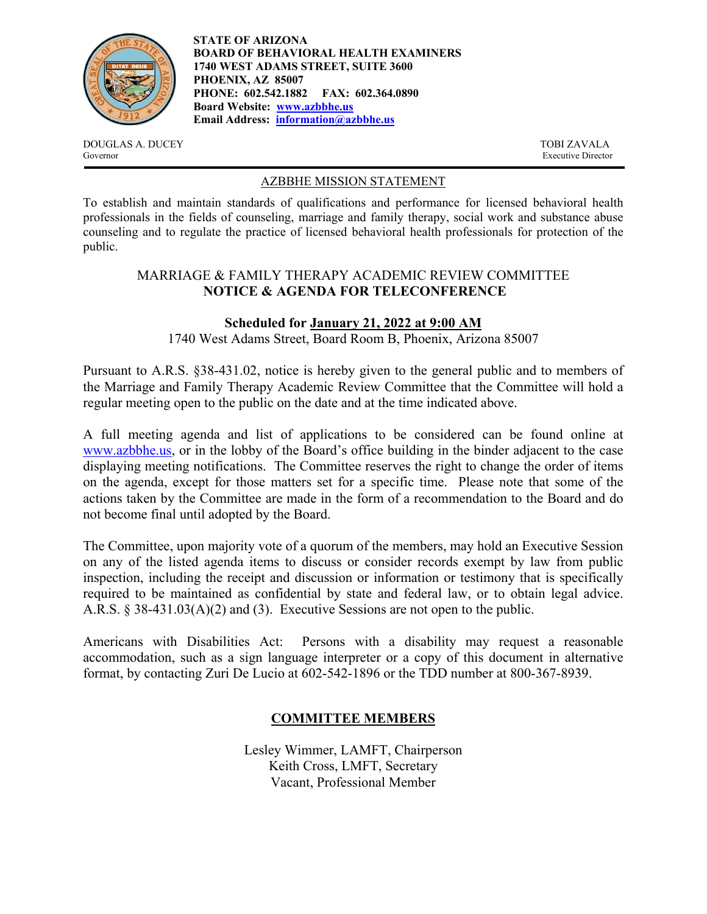**STATE OF ARIZONA**
**BOARD OF BEHAVIORAL HEALTH EXAMINERS**
**1740 WEST ADAMS STREET, SUITE 3600**
**PHOENIX, AZ 85007**
**PHONE: 602.542.1882 FAX: 602.364.0890**
**Board Website: [www.azbbhe.us](http://www.azbbhe.us)**
**Email Address: [information@azbbhe.us](mailto:information@azbbhe.us)**

DOUGLAS A. DUCEY
Governor

TOBI ZAVALA
Executive Director

AZBBHE MISSION STATEMENT

To establish and maintain standards of qualifications and performance for licensed behavioral health professionals in the fields of counseling, marriage and family therapy, social work and substance abuse counseling and to regulate the practice of licensed behavioral health professionals for protection of the public.

## MARRIAGE & FAMILY THERAPY ACADEMIC REVIEW COMMITTEE
## NOTICE & AGENDA FOR TELECONFERENCE

**Scheduled for January 21, 2022 at 9:00 AM**

1740 West Adams Street, Board Room B, Phoenix, Arizona 85007

Pursuant to A.R.S. §38-431.02, notice is hereby given to the general public and to members of the Marriage and Family Therapy Academic Review Committee that the Committee will hold a regular meeting open to the public on the date and at the time indicated above.

A full meeting agenda and list of applications to be considered can be found online at [www.azbbhe.us](http://www.azbbhe.us), or in the lobby of the Board's office building in the binder adjacent to the case displaying meeting notifications. The Committee reserves the right to change the order of items on the agenda, except for those matters set for a specific time. Please note that some of the actions taken by the Committee are made in the form of a recommendation to the Board and do not become final until adopted by the Board.

The Committee, upon majority vote of a quorum of the members, may hold an Executive Session on any of the listed agenda items to discuss or consider records exempt by law from public inspection, including the receipt and discussion or information or testimony that is specifically required to be maintained as confidential by state and federal law, or to obtain legal advice. A.R.S. § 38-431.03(A)(2) and (3). Executive Sessions are not open to the public.

Americans with Disabilities Act: Persons with a disability may request a reasonable accommodation, such as a sign language interpreter or a copy of this document in alternative format, by contacting Zuri De Lucio at 602-542-1896 or the TDD number at 800-367-8939.

## COMMITTEE MEMBERS

Lesley Wimmer, LAMFT, Chairperson
Keith Cross, LMFT, Secretary
Vacant, Professional Member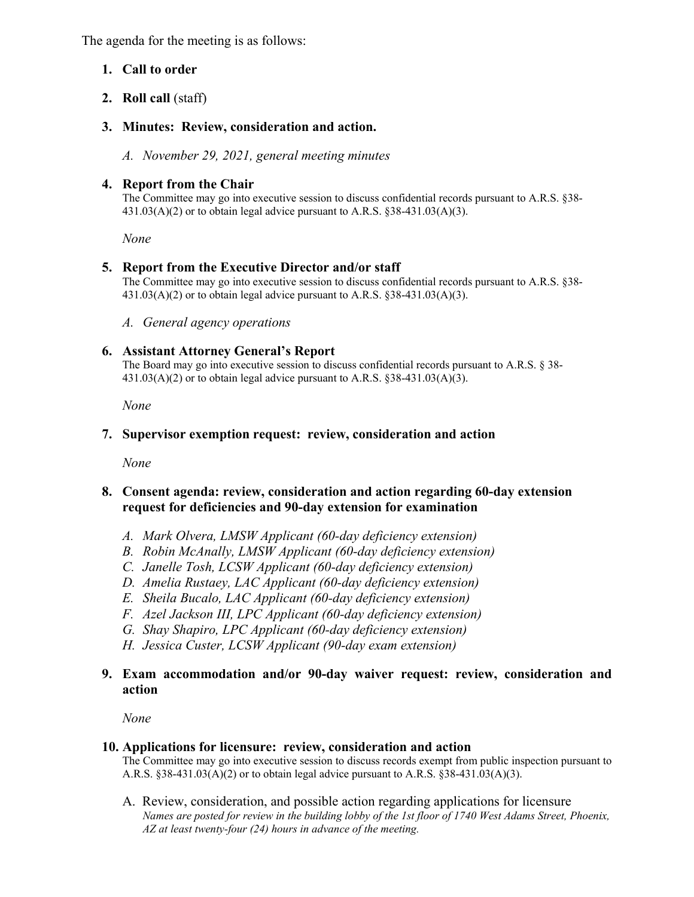The agenda for the meeting is as follows:

1. **Call to order**

2. **Roll call** (staff)

3. **Minutes: Review, consideration and action.**

   A. *November 29, 2021, general meeting minutes*

4. **Report from the Chair**
   The Committee may go into executive session to discuss confidential records pursuant to A.R.S. §38-431.03(A)(2) or to obtain legal advice pursuant to A.R.S. §38-431.03(A)(3).

   *None*

5. **Report from the Executive Director and/or staff**
   The Committee may go into executive session to discuss confidential records pursuant to A.R.S. §38-431.03(A)(2) or to obtain legal advice pursuant to A.R.S. §38-431.03(A)(3).

   A. *General agency operations*

6. **Assistant Attorney General's Report**
   The Board may go into executive session to discuss confidential records pursuant to A.R.S. § 38-431.03(A)(2) or to obtain legal advice pursuant to A.R.S. §38-431.03(A)(3).

   *None*

7. **Supervisor exemption request: review, consideration and action**

   *None*

8. **Consent agenda: review, consideration and action regarding 60-day extension request for deficiencies and 90-day extension for examination**

   A. *Mark Olvera, LMSW Applicant (60-day deficiency extension)*
   B. *Robin McAnally, LMSW Applicant (60-day deficiency extension)*
   C. *Janelle Tosh, LCSW Applicant (60-day deficiency extension)*
   D. *Amelia Rustaey, LAC Applicant (60-day deficiency extension)*
   E. *Sheila Bucalo, LAC Applicant (60-day deficiency extension)*
   F. *Azel Jackson III, LPC Applicant (60-day deficiency extension)*
   G. *Shay Shapiro, LPC Applicant (60-day deficiency extension)*
   H. *Jessica Custer, LCSW Applicant (90-day exam extension)*

9. **Exam accommodation and/or 90-day waiver request: review, consideration and action**

   *None*

10. **Applications for licensure: review, consideration and action**
    The Committee may go into executive session to discuss records exempt from public inspection pursuant to A.R.S. §38-431.03(A)(2) or to obtain legal advice pursuant to A.R.S. §38-431.03(A)(3).

    A. Review, consideration, and possible action regarding applications for licensure
    *Names are posted for review in the building lobby of the 1st floor of 1740 West Adams Street, Phoenix, AZ at least twenty-four (24) hours in advance of the meeting.*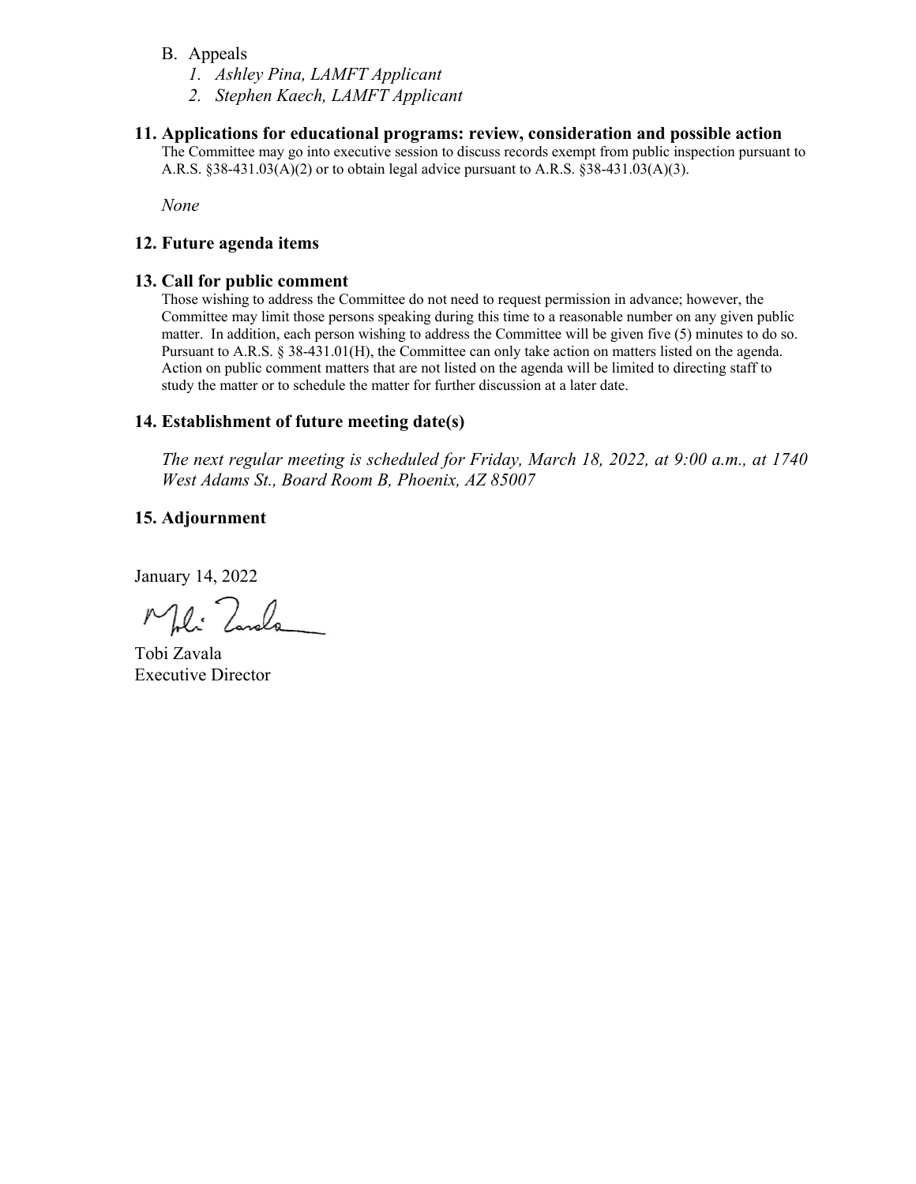B. Appeals
   1. *Ashley Pina, LAMFT Applicant*
   2. *Stephen Kaech, LAMFT Applicant*

### 11. Applications for educational programs: review, consideration and possible action

The Committee may go into executive session to discuss records exempt from public inspection pursuant to A.R.S. §38-431.03(A)(2) or to obtain legal advice pursuant to A.R.S. §38-431.03(A)(3).

*None*

### 12. Future agenda items

### 13. Call for public comment

Those wishing to address the Committee do not need to request permission in advance; however, the Committee may limit those persons speaking during this time to a reasonable number on any given public matter. In addition, each person wishing to address the Committee will be given five (5) minutes to do so. Pursuant to A.R.S. § 38-431.01(H), the Committee can only take action on matters listed on the agenda. Action on public comment matters that are not listed on the agenda will be limited to directing staff to study the matter or to schedule the matter for further discussion at a later date.

### 14. Establishment of future meeting date(s)

*The next regular meeting is scheduled for Friday, March 18, 2022, at 9:00 a.m., at 1740 West Adams St., Board Room B, Phoenix, AZ 85007*

### 15. Adjournment

January 14, 2022

Tobi Zavala
Executive Director